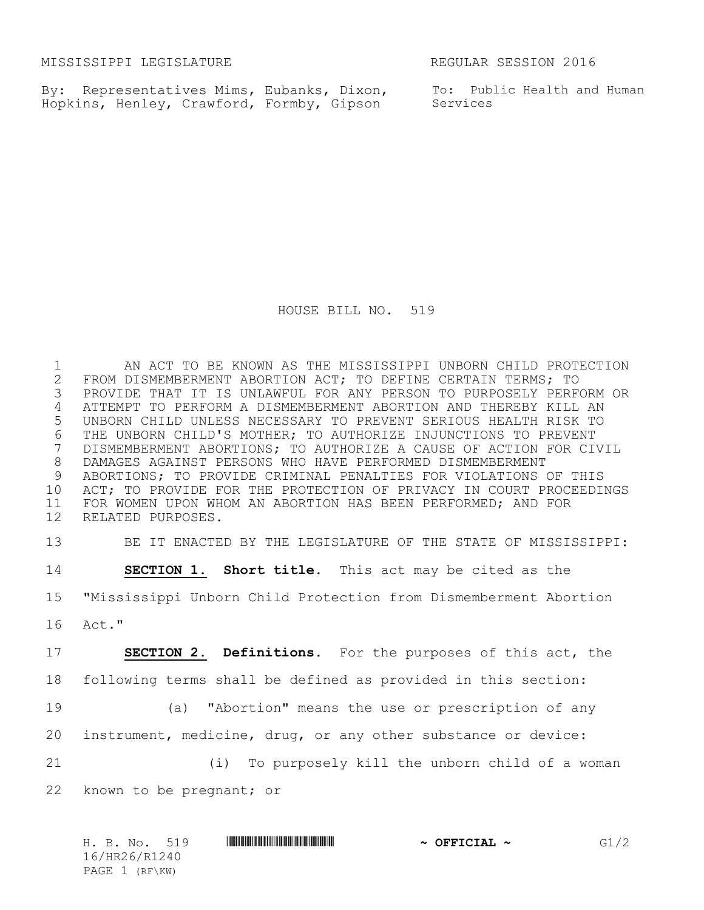MISSISSIPPI LEGISLATURE REGULAR SESSION 2016

By: Representatives Mims, Eubanks, Dixon, Hopkins, Henley, Crawford, Formby, Gipson

To: Public Health and Human Services

# HOUSE BILL NO. 519

AN ACT TO BE KNOWN AS THE MISSISSIPPI UNBORN CHILD PROTECTION FROM DISMEMBERMENT ABORTION ACT; TO DEFINE CERTAIN TERMS; TO PROVIDE THAT IT IS UNLAWFUL FOR ANY PERSON TO PURPOSELY PERFORM OR ATTEMPT TO PERFORM A DISMEMBERMENT ABORTION AND THEREBY KILL AN UNBORN CHILD UNLESS NECESSARY TO PREVENT SERIOUS HEALTH RISK TO THE UNBORN CHILD'S MOTHER; TO AUTHORIZE INJUNCTIONS TO PREVENT DISMEMBERMENT ABORTIONS; TO AUTHORIZE A CAUSE OF ACTION FOR CIVIL DAMAGES AGAINST PERSONS WHO HAVE PERFORMED DISMEMBERMENT ABORTIONS; TO PROVIDE CRIMINAL PENALTIES FOR VIOLATIONS OF THIS ACT; TO PROVIDE FOR THE PROTECTION OF PRIVACY IN COURT PROCEEDINGS FOR WOMEN UPON WHOM AN ABORTION HAS BEEN PERFORMED; AND FOR RELATED PURPOSES.

BE IT ENACTED BY THE LEGISLATURE OF THE STATE OF MISSISSIPPI:

**SECTION 1. Short title.** This act may be cited as the "Mississippi Unborn Child Protection from Dismemberment Abortion Act."

**SECTION 2. Definitions.** For the purposes of this act, the following terms shall be defined as provided in this section:

(a) "Abortion" means the use or prescription of any instrument, medicine, drug, or any other substance or device:

(i) To purposely kill the unborn child of a woman known to be pregnant; or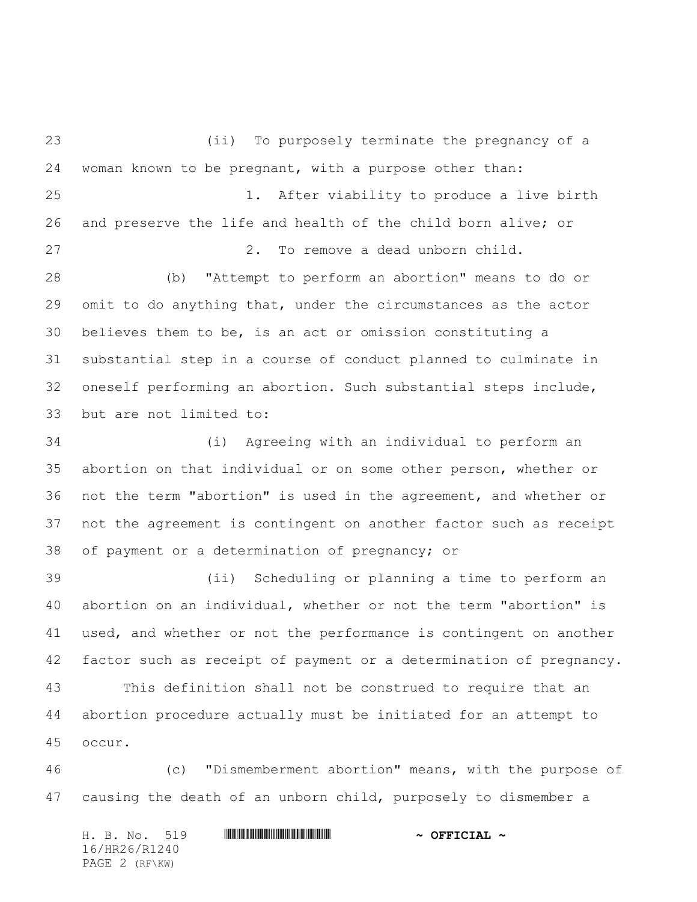(ii) To purposely terminate the pregnancy of a woman known to be pregnant, with a purpose other than:

1. After viability to produce a live birth and preserve the life and health of the child born alive; or

2. To remove a dead unborn child.

(b) "Attempt to perform an abortion" means to do or omit to do anything that, under the circumstances as the actor believes them to be, is an act or omission constituting a substantial step in a course of conduct planned to culminate in oneself performing an abortion. Such substantial steps include, but are not limited to:

(i) Agreeing with an individual to perform an abortion on that individual or on some other person, whether or not the term "abortion" is used in the agreement, and whether or not the agreement is contingent on another factor such as receipt of payment or a determination of pregnancy; or

(ii) Scheduling or planning a time to perform an abortion on an individual, whether or not the term "abortion" is used, and whether or not the performance is contingent on another factor such as receipt of payment or a determination of pregnancy.

This definition shall not be construed to require that an abortion procedure actually must be initiated for an attempt to occur.

(c) "Dismemberment abortion" means, with the purpose of causing the death of an unborn child, purposely to dismember a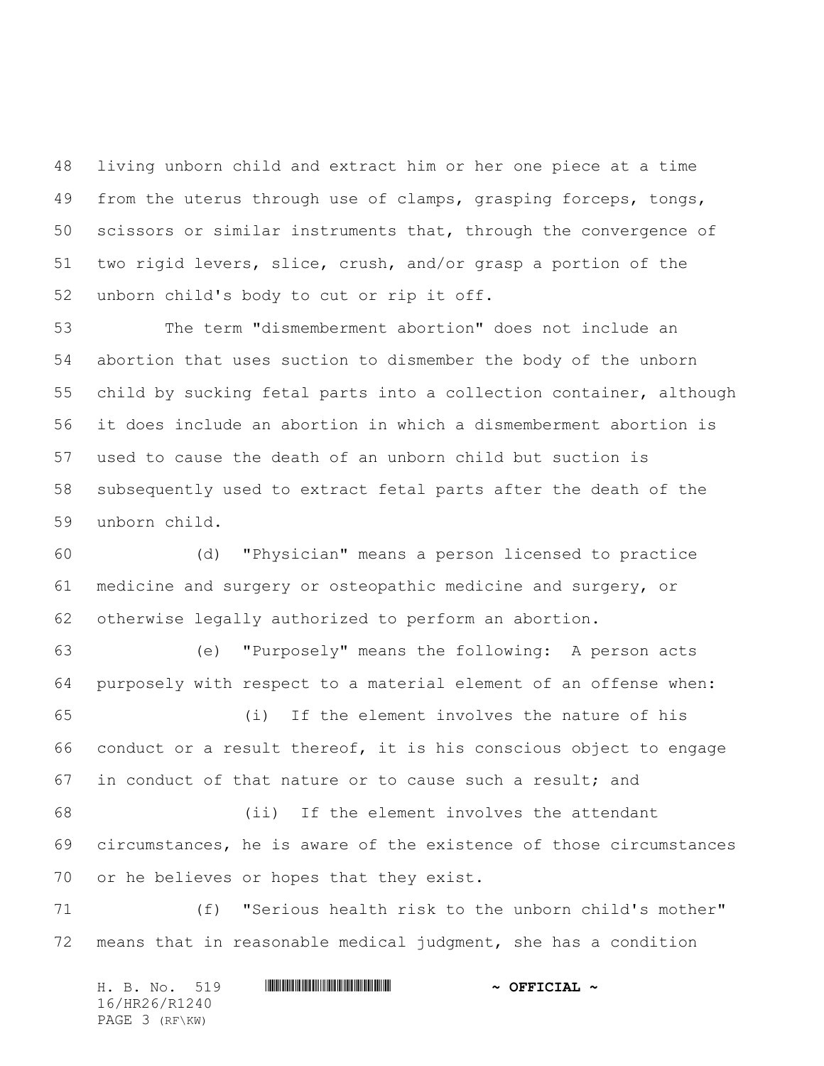living unborn child and extract him or her one piece at a time from the uterus through use of clamps, grasping forceps, tongs, scissors or similar instruments that, through the convergence of two rigid levers, slice, crush, and/or grasp a portion of the unborn child's body to cut or rip it off.

The term "dismemberment abortion" does not include an abortion that uses suction to dismember the body of the unborn child by sucking fetal parts into a collection container, although it does include an abortion in which a dismemberment abortion is used to cause the death of an unborn child but suction is subsequently used to extract fetal parts after the death of the unborn child.

(d) "Physician" means a person licensed to practice medicine and surgery or osteopathic medicine and surgery, or otherwise legally authorized to perform an abortion.

(e) "Purposely" means the following: A person acts purposely with respect to a material element of an offense when:

(i) If the element involves the nature of his conduct or a result thereof, it is his conscious object to engage in conduct of that nature or to cause such a result; and

(ii) If the element involves the attendant circumstances, he is aware of the existence of those circumstances or he believes or hopes that they exist.

(f) "Serious health risk to the unborn child's mother" means that in reasonable medical judgment, she has a condition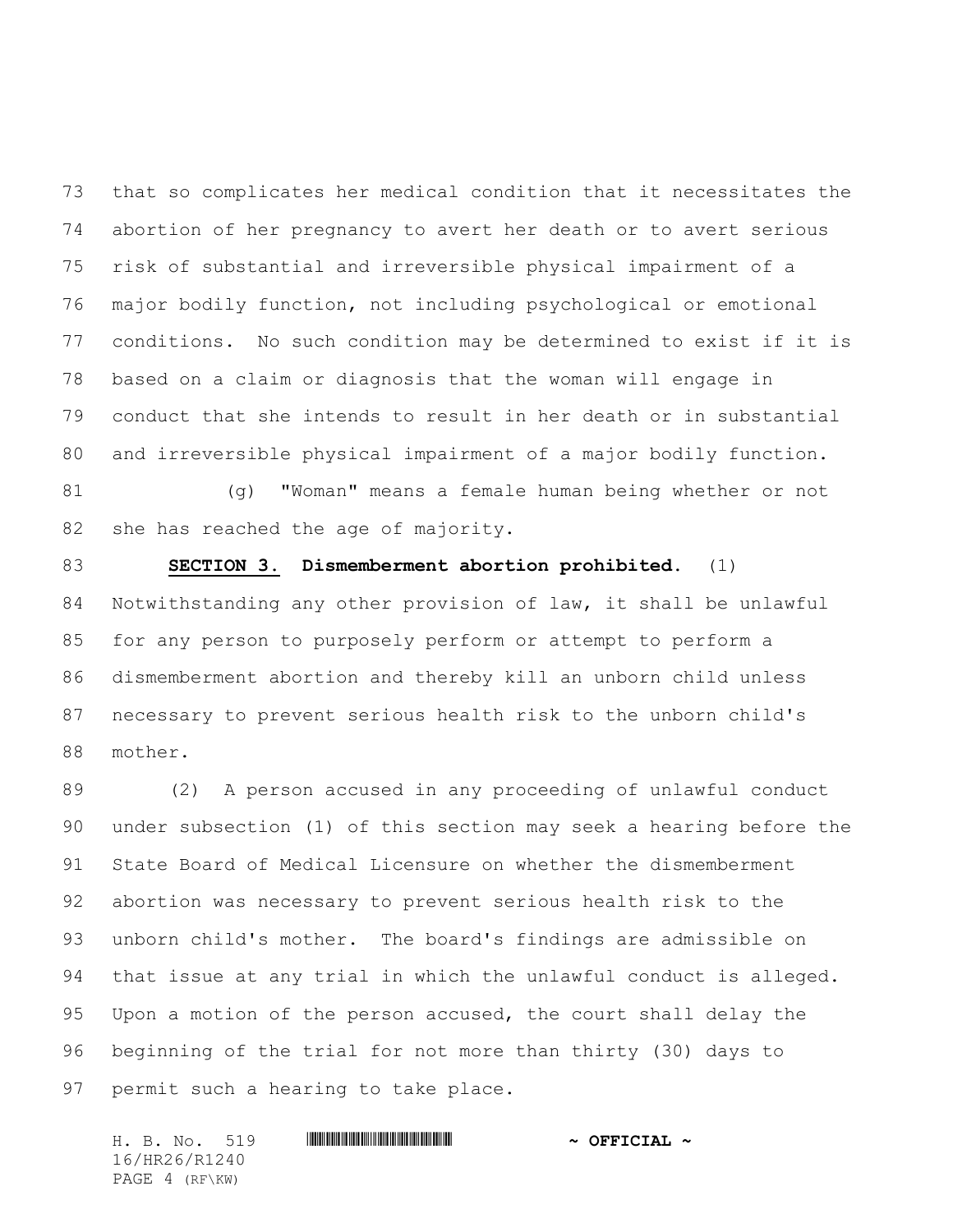that so complicates her medical condition that it necessitates the abortion of her pregnancy to avert her death or to avert serious risk of substantial and irreversible physical impairment of a major bodily function, not including psychological or emotional conditions. No such condition may be determined to exist if it is based on a claim or diagnosis that the woman will engage in conduct that she intends to result in her death or in substantial and irreversible physical impairment of a major bodily function.

(g) "Woman" means a female human being whether or not she has reached the age of majority.

**SECTION 3.** **Dismemberment abortion prohibited.** (1) Notwithstanding any other provision of law, it shall be unlawful for any person to purposely perform or attempt to perform a dismemberment abortion and thereby kill an unborn child unless necessary to prevent serious health risk to the unborn child's mother.

(2) A person accused in any proceeding of unlawful conduct under subsection (1) of this section may seek a hearing before the State Board of Medical Licensure on whether the dismemberment abortion was necessary to prevent serious health risk to the unborn child's mother. The board's findings are admissible on that issue at any trial in which the unlawful conduct is alleged. Upon a motion of the person accused, the court shall delay the beginning of the trial for not more than thirty (30) days to permit such a hearing to take place.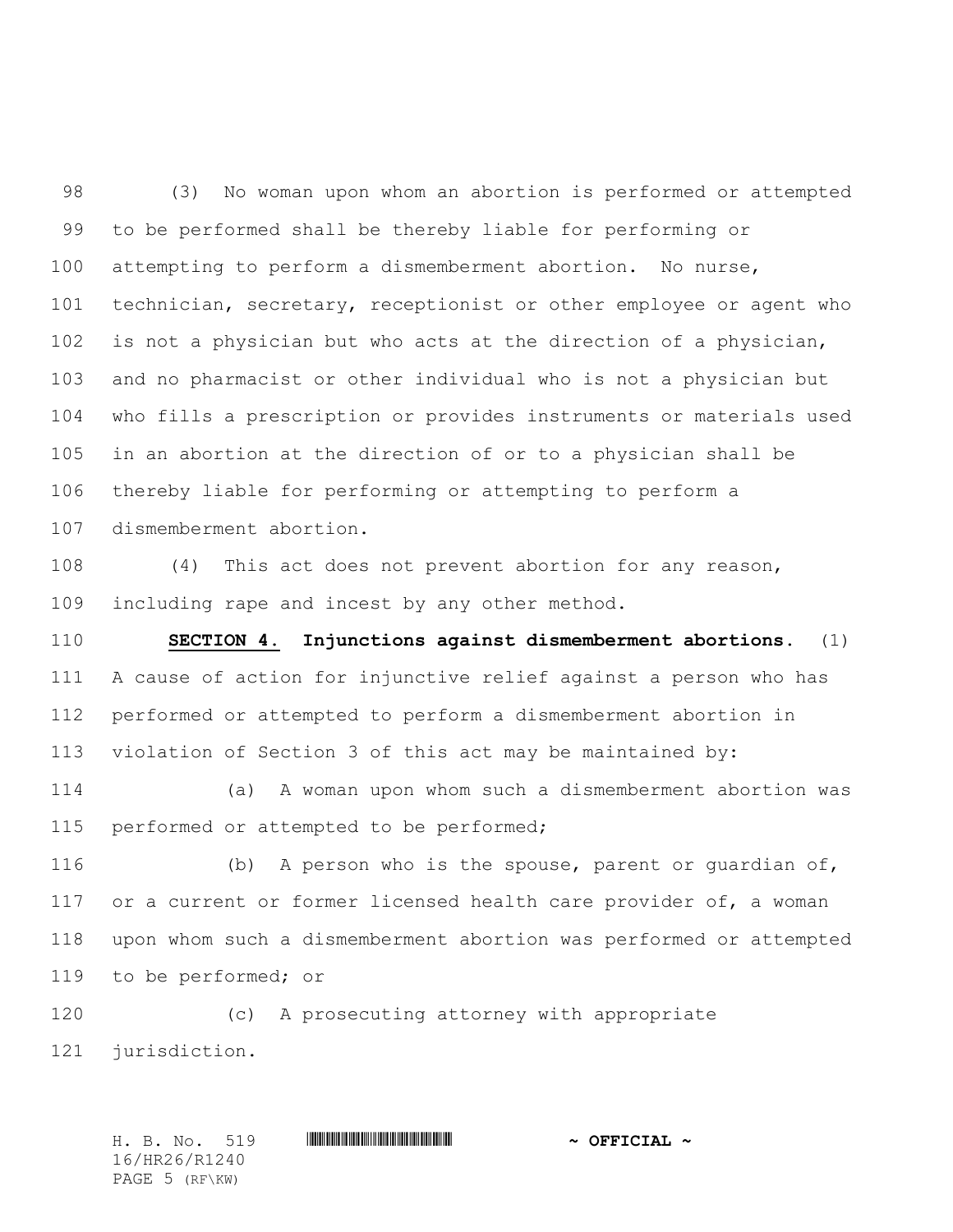(3) No woman upon whom an abortion is performed or attempted to be performed shall be thereby liable for performing or attempting to perform a dismemberment abortion. No nurse, technician, secretary, receptionist or other employee or agent who is not a physician but who acts at the direction of a physician, and no pharmacist or other individual who is not a physician but who fills a prescription or provides instruments or materials used in an abortion at the direction of or to a physician shall be thereby liable for performing or attempting to perform a dismemberment abortion.

(4) This act does not prevent abortion for any reason, including rape and incest by any other method.

**SECTION 4.** **Injunctions against dismemberment abortions.** (1) A cause of action for injunctive relief against a person who has performed or attempted to perform a dismemberment abortion in violation of Section 3 of this act may be maintained by:

(a) A woman upon whom such a dismemberment abortion was performed or attempted to be performed;

(b) A person who is the spouse, parent or guardian of, or a current or former licensed health care provider of, a woman upon whom such a dismemberment abortion was performed or attempted to be performed; or

(c) A prosecuting attorney with appropriate jurisdiction.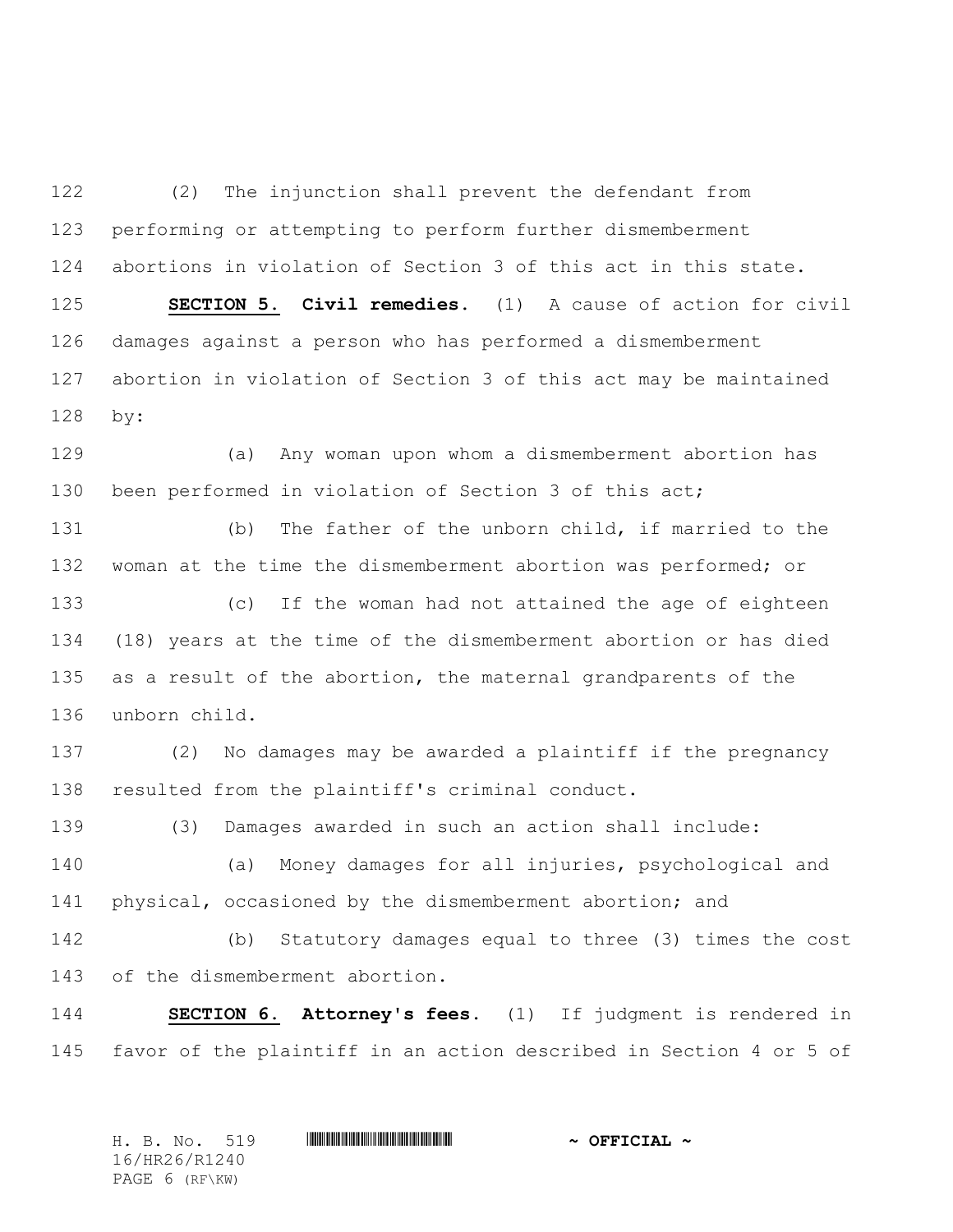(2) The injunction shall prevent the defendant from performing or attempting to perform further dismemberment abortions in violation of Section 3 of this act in this state.

**SECTION 5.** **Civil remedies.** (1) A cause of action for civil damages against a person who has performed a dismemberment abortion in violation of Section 3 of this act may be maintained by:

(a) Any woman upon whom a dismemberment abortion has been performed in violation of Section 3 of this act;

(b) The father of the unborn child, if married to the woman at the time the dismemberment abortion was performed; or

(c) If the woman had not attained the age of eighteen (18) years at the time of the dismemberment abortion or has died as a result of the abortion, the maternal grandparents of the unborn child.

(2) No damages may be awarded a plaintiff if the pregnancy resulted from the plaintiff's criminal conduct.

(3) Damages awarded in such an action shall include:

(a) Money damages for all injuries, psychological and physical, occasioned by the dismemberment abortion; and

(b) Statutory damages equal to three (3) times the cost of the dismemberment abortion.

**SECTION 6.** **Attorney's fees.** (1) If judgment is rendered in favor of the plaintiff in an action described in Section 4 or 5 of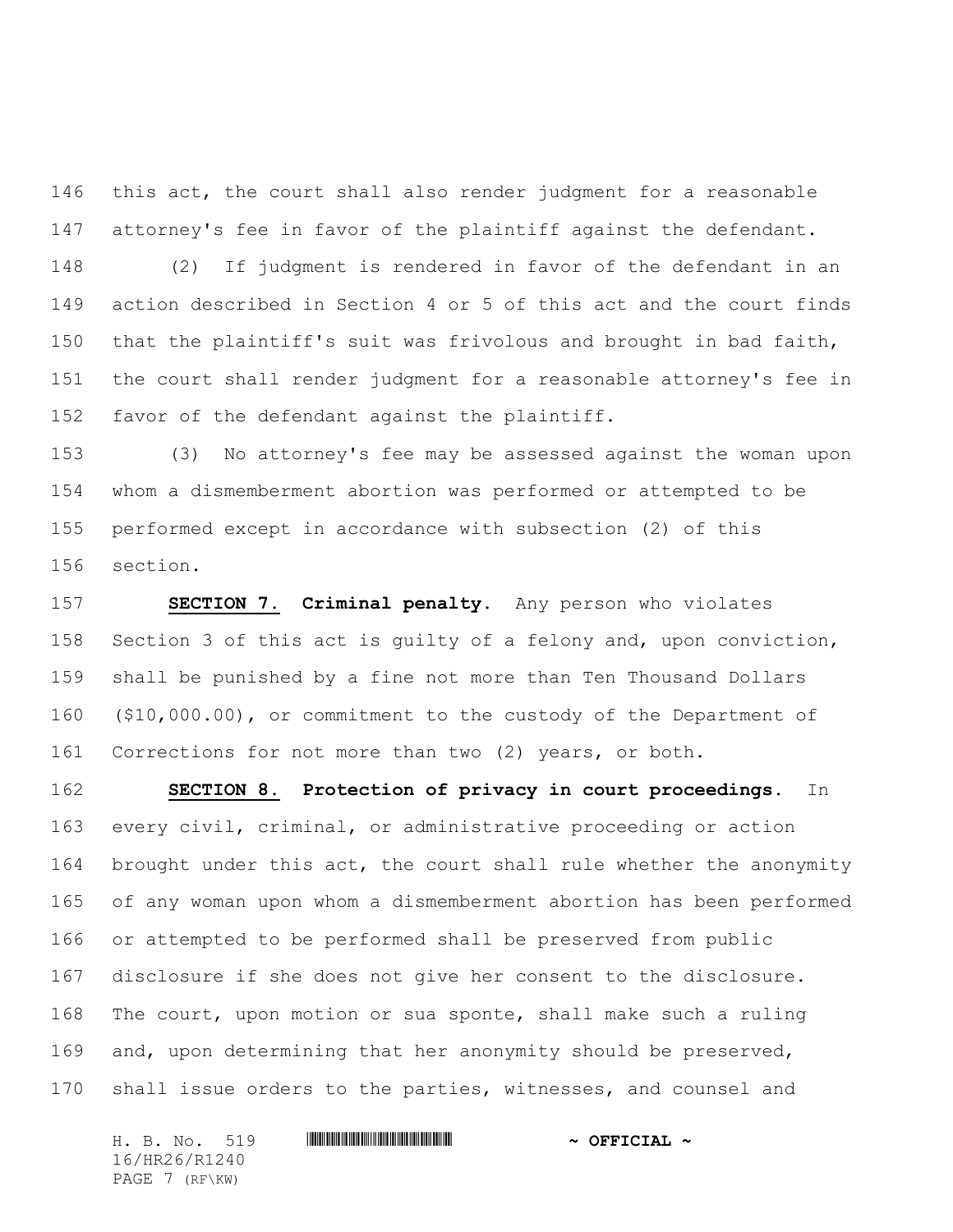this act, the court shall also render judgment for a reasonable attorney's fee in favor of the plaintiff against the defendant.

(2) If judgment is rendered in favor of the defendant in an action described in Section 4 or 5 of this act and the court finds that the plaintiff's suit was frivolous and brought in bad faith, the court shall render judgment for a reasonable attorney's fee in favor of the defendant against the plaintiff.

(3) No attorney's fee may be assessed against the woman upon whom a dismemberment abortion was performed or attempted to be performed except in accordance with subsection (2) of this section.

**SECTION 7.** **Criminal penalty.** Any person who violates Section 3 of this act is guilty of a felony and, upon conviction, shall be punished by a fine not more than Ten Thousand Dollars ($10,000.00), or commitment to the custody of the Department of Corrections for not more than two (2) years, or both.

**SECTION 8.** **Protection of privacy in court proceedings.** In every civil, criminal, or administrative proceeding or action brought under this act, the court shall rule whether the anonymity of any woman upon whom a dismemberment abortion has been performed or attempted to be performed shall be preserved from public disclosure if she does not give her consent to the disclosure. The court, upon motion or sua sponte, shall make such a ruling and, upon determining that her anonymity should be preserved, shall issue orders to the parties, witnesses, and counsel and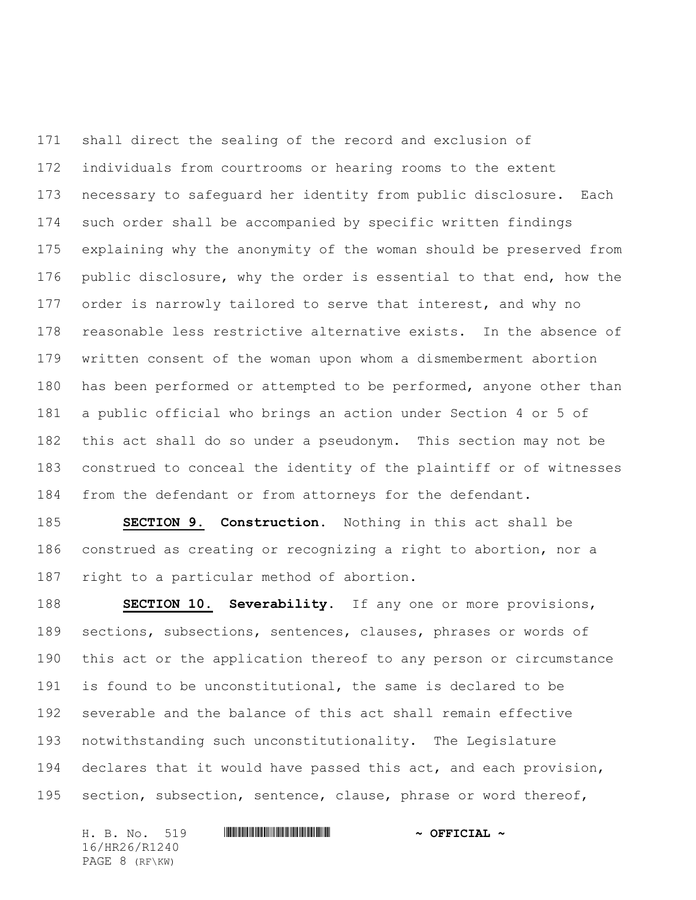shall direct the sealing of the record and exclusion of individuals from courtrooms or hearing rooms to the extent necessary to safeguard her identity from public disclosure. Each such order shall be accompanied by specific written findings explaining why the anonymity of the woman should be preserved from public disclosure, why the order is essential to that end, how the order is narrowly tailored to serve that interest, and why no reasonable less restrictive alternative exists. In the absence of written consent of the woman upon whom a dismemberment abortion has been performed or attempted to be performed, anyone other than a public official who brings an action under Section 4 or 5 of this act shall do so under a pseudonym. This section may not be construed to conceal the identity of the plaintiff or of witnesses from the defendant or from attorneys for the defendant.

**SECTION 9.** **Construction.** Nothing in this act shall be construed as creating or recognizing a right to abortion, nor a right to a particular method of abortion.

**SECTION 10.** **Severability.** If any one or more provisions, sections, subsections, sentences, clauses, phrases or words of this act or the application thereof to any person or circumstance is found to be unconstitutional, the same is declared to be severable and the balance of this act shall remain effective notwithstanding such unconstitutionality. The Legislature declares that it would have passed this act, and each provision, section, subsection, sentence, clause, phrase or word thereof,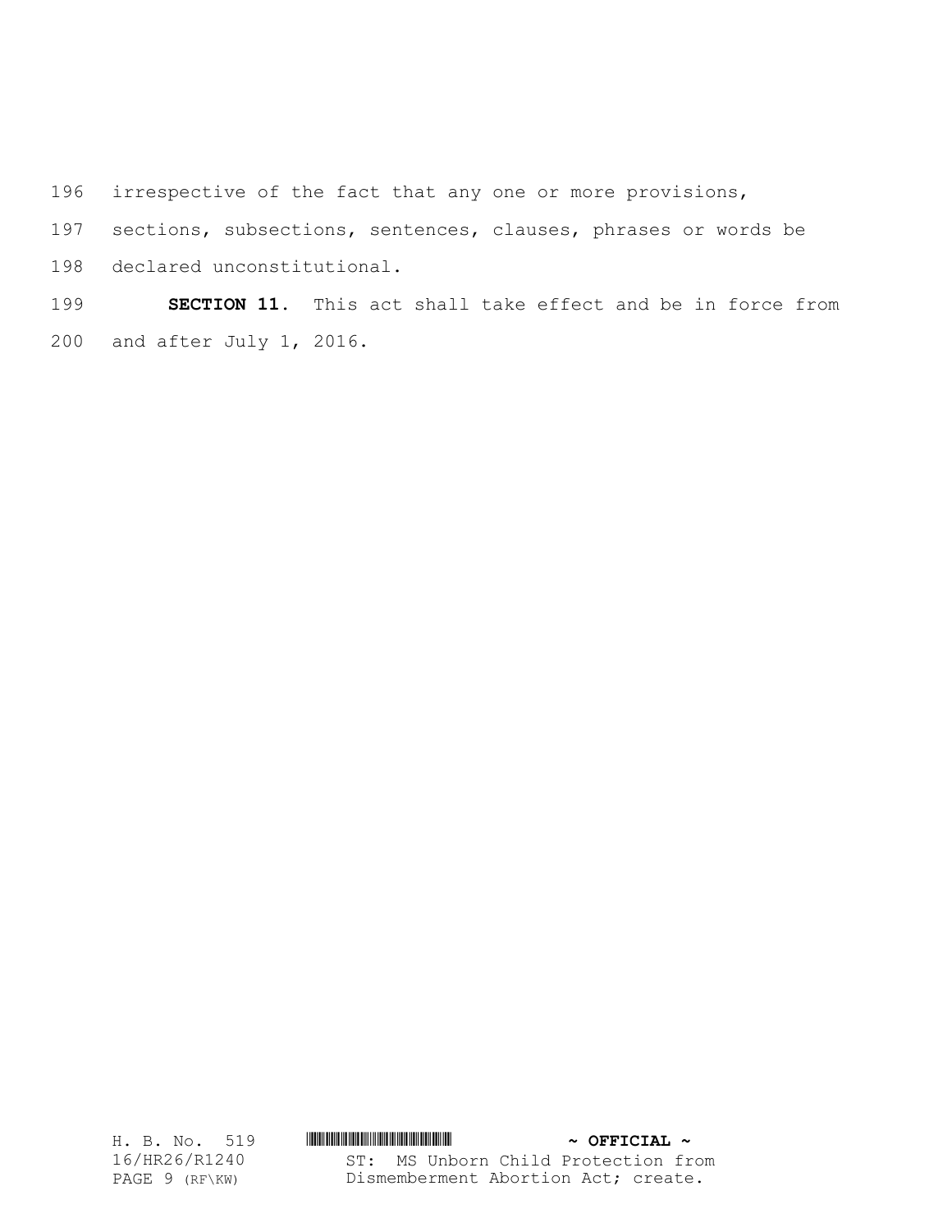irrespective of the fact that any one or more provisions, sections, subsections, sentences, clauses, phrases or words be declared unconstitutional.

**SECTION 11.** This act shall take effect and be in force from and after July 1, 2016.